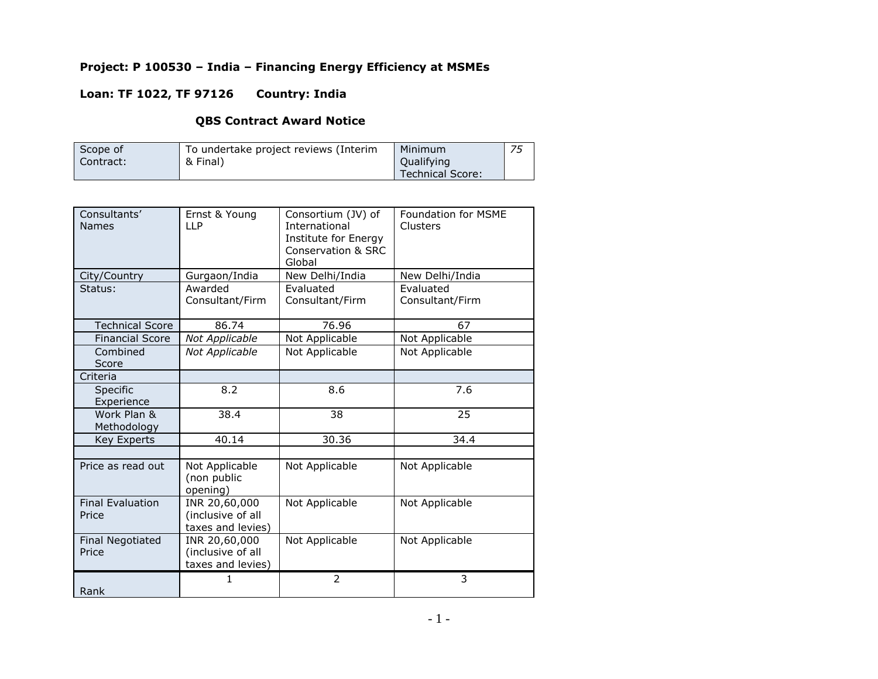**Project: P 100530 – India – Financing Energy Efficiency at MSMEs**

**Loan: TF 1022, TF 97126 Country: India**

**QBS Contract Award Notice**

| | | | |
|---|---|---|---|
| Scope of Contract: | To undertake project reviews (Interim & Final) | Minimum Qualifying Technical Score: | *75* |

| | | | |
|---|---|---|---|
| Consultants' Names | Ernst & Young LLP | Consortium (JV) of International Institute for Energy Conservation & SRC Global | Foundation for MSME Clusters |
| City/Country | Gurgaon/India | New Delhi/India | New Delhi/India |
| Status: | Awarded Consultant/Firm | Evaluated Consultant/Firm | Evaluated Consultant/Firm |
| Technical Score | 86.74 | 76.96 | 67 |
| Financial Score | *Not Applicable* | Not Applicable | Not Applicable |
| Combined Score | *Not Applicable* | Not Applicable | Not Applicable |
| Criteria | | | |
| Specific Experience | 8.2 | 8.6 | 7.6 |
| Work Plan & Methodology | 38.4 | 38 | 25 |
| Key Experts | 40.14 | 30.36 | 34.4 |
| | | | |
| Price as read out | Not Applicable (non public opening) | Not Applicable | Not Applicable |
| Final Evaluation Price | INR 20,60,000 (inclusive of all taxes and levies) | Not Applicable | Not Applicable |
| Final Negotiated Price | INR 20,60,000 (inclusive of all taxes and levies) | Not Applicable | Not Applicable |
| Rank | 1 | 2 | 3 |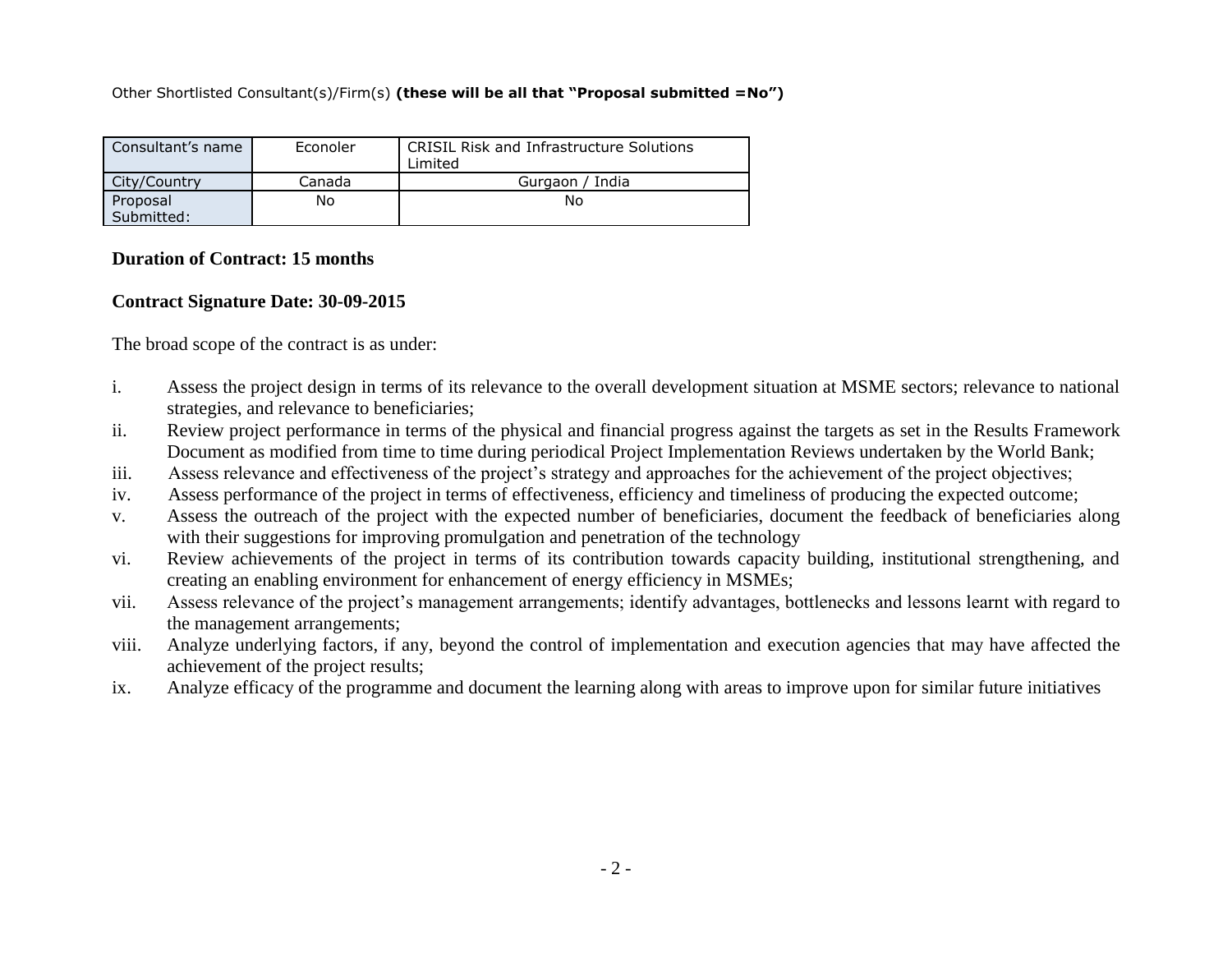Other Shortlisted Consultant(s)/Firm(s) **(these will be all that "Proposal submitted =No")**

| Consultant's name | Econoler | CRISIL Risk and Infrastructure Solutions Limited |
|---|---|---|
| City/Country | Canada | Gurgaon / India |
| Proposal Submitted: | No | No |

**Duration of Contract: 15 months**

**Contract Signature Date: 30-09-2015**

The broad scope of the contract is as under:

i. Assess the project design in terms of its relevance to the overall development situation at MSME sectors; relevance to national strategies, and relevance to beneficiaries;

ii. Review project performance in terms of the physical and financial progress against the targets as set in the Results Framework Document as modified from time to time during periodical Project Implementation Reviews undertaken by the World Bank;

iii. Assess relevance and effectiveness of the project's strategy and approaches for the achievement of the project objectives;

iv. Assess performance of the project in terms of effectiveness, efficiency and timeliness of producing the expected outcome;

v. Assess the outreach of the project with the expected number of beneficiaries, document the feedback of beneficiaries along with their suggestions for improving promulgation and penetration of the technology

vi. Review achievements of the project in terms of its contribution towards capacity building, institutional strengthening, and creating an enabling environment for enhancement of energy efficiency in MSMEs;

vii. Assess relevance of the project's management arrangements; identify advantages, bottlenecks and lessons learnt with regard to the management arrangements;

viii. Analyze underlying factors, if any, beyond the control of implementation and execution agencies that may have affected the achievement of the project results;

ix. Analyze efficacy of the programme and document the learning along with areas to improve upon for similar future initiatives